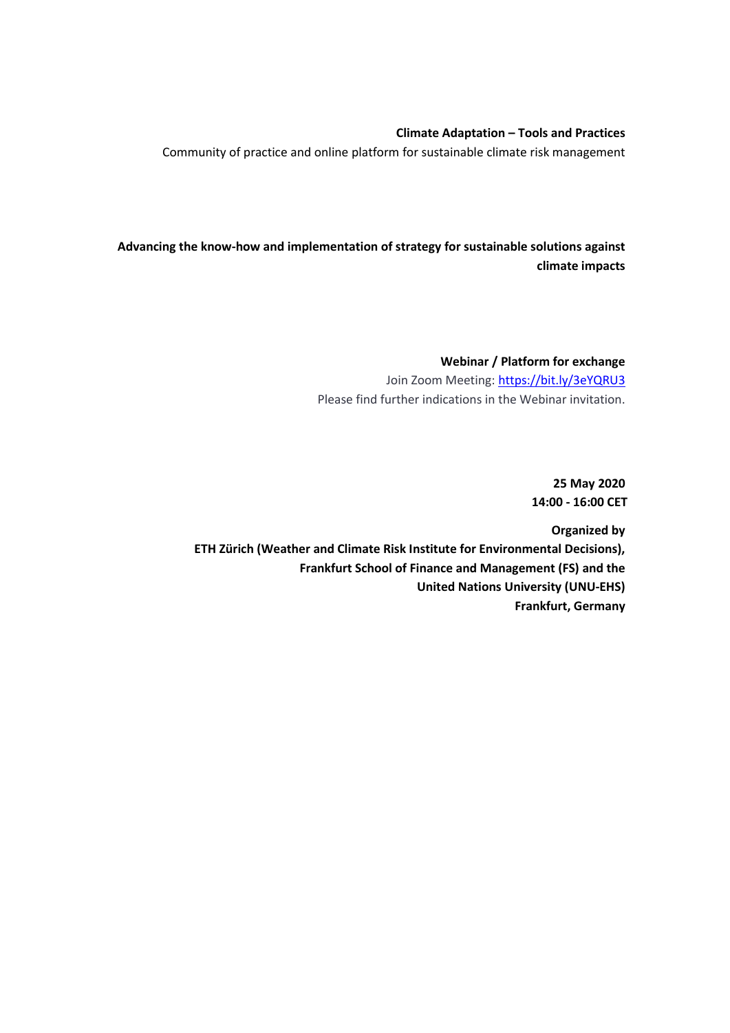**Climate Adaptation – Tools and Practices**

Community of practice and online platform for sustainable climate risk management

# Advancing the know-how and implementation of strategy for sustainable solutions against climate impacts

**Webinar / Platform for exchange**

Join Zoom Meeting: [https://bit.ly/3eYQRU3](https://bit.ly/3eYQRU3)

Please find further indications in the Webinar invitation.

**25 May 2020**

**14:00 - 16:00 CET**

**Organized by**

**ETH Zürich (Weather and Climate Risk Institute for Environmental Decisions),**
**Frankfurt School of Finance and Management (FS) and the**
**United Nations University (UNU-EHS)**
**Frankfurt, Germany**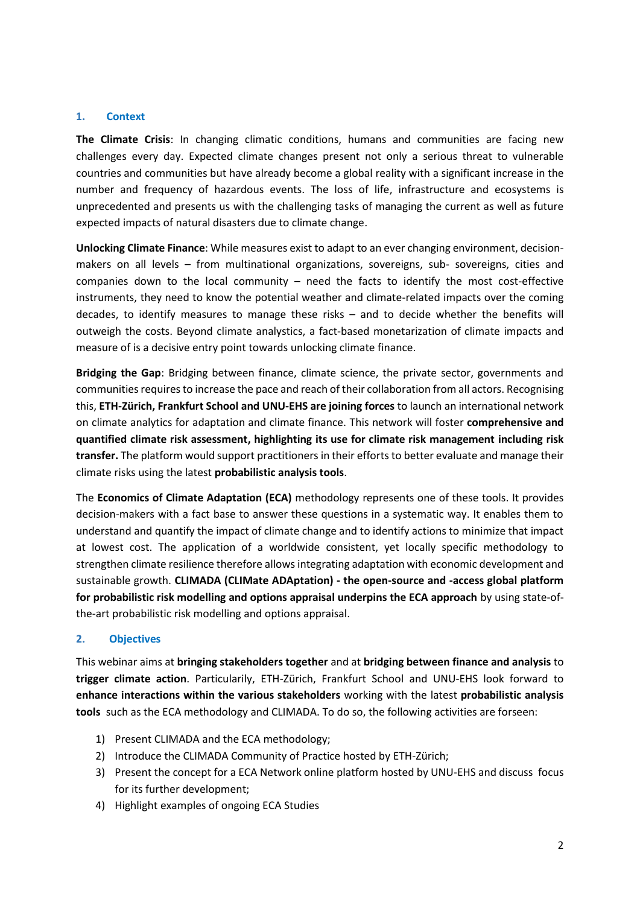## 1. Context

**The Climate Crisis**: In changing climatic conditions, humans and communities are facing new challenges every day. Expected climate changes present not only a serious threat to vulnerable countries and communities but have already become a global reality with a significant increase in the number and frequency of hazardous events. The loss of life, infrastructure and ecosystems is unprecedented and presents us with the challenging tasks of managing the current as well as future expected impacts of natural disasters due to climate change.

**Unlocking Climate Finance**: While measures exist to adapt to an ever changing environment, decision-makers on all levels – from multinational organizations, sovereigns, sub- sovereigns, cities and companies down to the local community – need the facts to identify the most cost-effective instruments, they need to know the potential weather and climate-related impacts over the coming decades, to identify measures to manage these risks – and to decide whether the benefits will outweigh the costs. Beyond climate analytics, a fact-based monetarization of climate impacts and measure of is a decisive entry point towards unlocking climate finance.

**Bridging the Gap**: Bridging between finance, climate science, the private sector, governments and communities requires to increase the pace and reach of their collaboration from all actors. Recognising this, **ETH-Zürich, Frankfurt School and UNU-EHS are joining forces** to launch an international network on climate analytics for adaptation and climate finance. This network will foster **comprehensive and quantified climate risk assessment, highlighting its use for climate risk management including risk transfer.** The platform would support practitioners in their efforts to better evaluate and manage their climate risks using the latest **probabilistic analysis tools**.

The **Economics of Climate Adaptation (ECA)** methodology represents one of these tools. It provides decision-makers with a fact base to answer these questions in a systematic way. It enables them to understand and quantify the impact of climate change and to identify actions to minimize that impact at lowest cost. The application of a worldwide consistent, yet locally specific methodology to strengthen climate resilience therefore allows integrating adaptation with economic development and sustainable growth. **CLIMADA (CLIMate ADAptation) - the open-source and -access global platform for probabilistic risk modelling and options appraisal underpins the ECA approach** by using state-of-the-art probabilistic risk modelling and options appraisal.

## 2. Objectives

This webinar aims at **bringing stakeholders together** and at **bridging between finance and analysis** to **trigger climate action**. Particularily, ETH-Zürich, Frankfurt School and UNU-EHS look forward to **enhance interactions within the various stakeholders** working with the latest **probabilistic analysis tools** such as the ECA methodology and CLIMADA. To do so, the following activities are forseen:

1) Present CLIMADA and the ECA methodology;
2) Introduce the CLIMADA Community of Practice hosted by ETH-Zürich;
3) Present the concept for a ECA Network online platform hosted by UNU-EHS and discuss focus for its further development;
4) Highlight examples of ongoing ECA Studies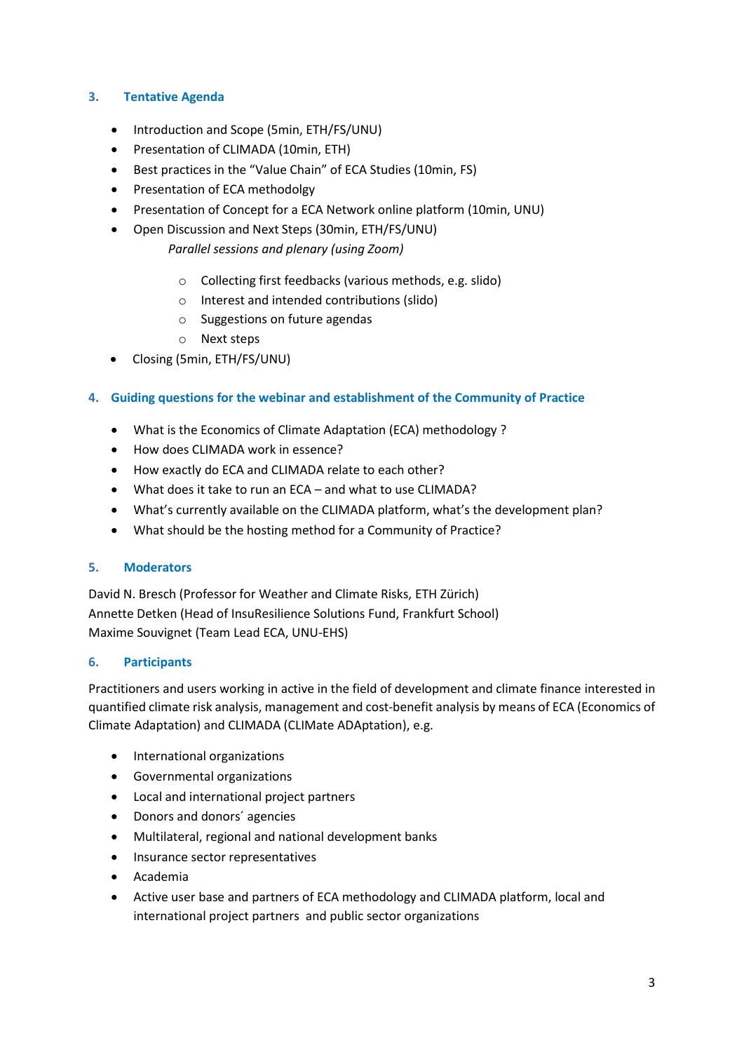## 3. Tentative Agenda

- Introduction and Scope (5min, ETH/FS/UNU)
- Presentation of CLIMADA (10min, ETH)
- Best practices in the "Value Chain" of ECA Studies (10min, FS)
- Presentation of ECA methodolgy
- Presentation of Concept for a ECA Network online platform (10min, UNU)
- Open Discussion and Next Steps (30min, ETH/FS/UNU)

  *Parallel sessions and plenary (using Zoom)*

  - Collecting first feedbacks (various methods, e.g. slido)
  - Interest and intended contributions (slido)
  - Suggestions on future agendas
  - Next steps
- Closing (5min, ETH/FS/UNU)

## 4. Guiding questions for the webinar and establishment of the Community of Practice

- What is the Economics of Climate Adaptation (ECA) methodology ?
- How does CLIMADA work in essence?
- How exactly do ECA and CLIMADA relate to each other?
- What does it take to run an ECA – and what to use CLIMADA?
- What's currently available on the CLIMADA platform, what's the development plan?
- What should be the hosting method for a Community of Practice?

## 5. Moderators

David N. Bresch (Professor for Weather and Climate Risks, ETH Zürich)
Annette Detken (Head of InsuResilience Solutions Fund, Frankfurt School)
Maxime Souvignet (Team Lead ECA, UNU-EHS)

## 6. Participants

Practitioners and users working in active in the field of development and climate finance interested in quantified climate risk analysis, management and cost-benefit analysis by means of ECA (Economics of Climate Adaptation) and CLIMADA (CLIMate ADAptation), e.g.

- International organizations
- Governmental organizations
- Local and international project partners
- Donors and donors´ agencies
- Multilateral, regional and national development banks
- Insurance sector representatives
- Academia
- Active user base and partners of ECA methodology and CLIMADA platform, local and international project partners and public sector organizations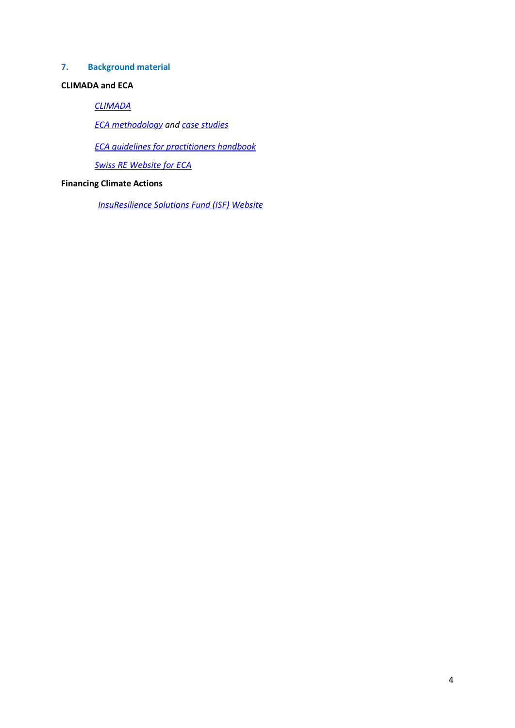## 7. Background material

**CLIMADA and ECA**

*CLIMADA*

*ECA methodology and case studies*

*ECA guidelines for practitioners handbook*

*Swiss RE Website for ECA*

**Financing Climate Actions**

*InsuResilience Solutions Fund (ISF) Website*